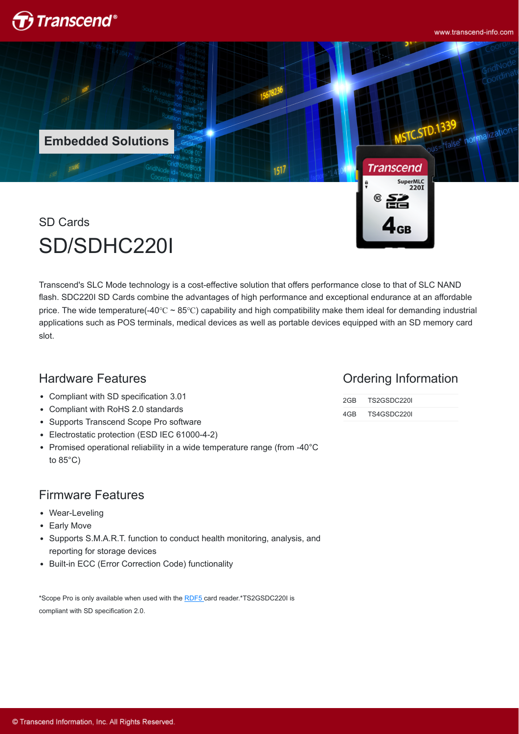Embedded Solutions

SD Cards

# SD/SDHC220I

Transcend's SLC Mode technology is a cost-effective solution that offers performance close to that of SLC NAND flash. SDC220I SD Cards combine the advantages of high performance and exceptional endurance at an affordable price. The wide temperature(-40℃ ~ 85℃) capability and high compatibility make them ideal for demanding industrial applications such as POS terminals, medical devices as well as portable devices equipped with an SD memory card slot.

## Hardware Features

- Compliant with SD specification 3.01
- Compliant with RoHS 2.0 standards
- Supports Transcend Scope Pro software
- Electrostatic protection (ESD IEC 61000-4-2)
- Promised operational reliability in a wide temperature range (from -40°C to 85°C)

## Firmware Features

- Wear-Leveling
- Early Move
- Supports S.M.A.R.T. function to conduct health monitoring, analysis, and reporting for storage devices
- Built-in ECC (Error Correction Code) functionality

*Scope Pro is only available when used with the RDF5 card reader.*TS2GSDC220I is compliant with SD specification 2.0.

## Ordering Information

| | |
|---|---|
| 2GB | TS2GSDC220I |
| 4GB | TS4GSDC220I |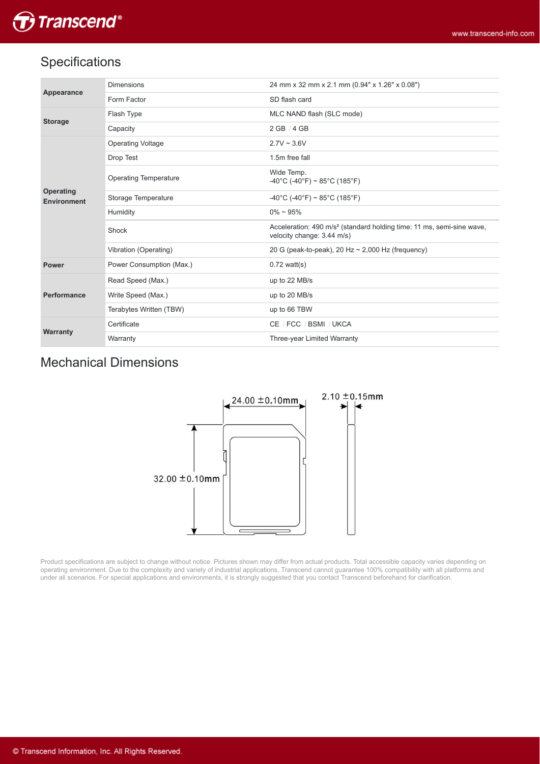## Specifications

| | | |
|---|---|---|
| **Appearance** | Dimensions | 24 mm x 32 mm x 2.1 mm (0.94" x 1.26" x 0.08") |
| | Form Factor | SD flash card |
| **Storage** | Flash Type | MLC NAND flash (SLC mode) |
| | Capacity | 2 GB / 4 GB |
| **Operating Environment** | Operating Voltage | 2.7V ~ 3.6V |
| | Drop Test | 1.5m free fall |
| | Operating Temperature | Wide Temp.<br>-40°C (-40°F) ~ 85°C (185°F) |
| | Storage Temperature | -40°C (-40°F) ~ 85°C (185°F) |
| | Humidity | 0% ~ 95% |
| | Shock | Acceleration: 490 m/s² (standard holding time: 11 ms, semi-sine wave, velocity change: 3.44 m/s) |
| | Vibration (Operating) | 20 G (peak-to-peak), 20 Hz ~ 2,000 Hz (frequency) |
| **Power** | Power Consumption (Max.) | 0.72 watt(s) |
| **Performance** | Read Speed (Max.) | up to 22 MB/s |
| | Write Speed (Max.) | up to 20 MB/s |
| | Terabytes Written (TBW) | up to 66 TBW |
| **Warranty** | Certificate | CE / FCC / BSMI / UKCA |
| | Warranty | Three-year Limited Warranty |

## Mechanical Dimensions

24.00 ±0.10mm

2.10 ±0.15mm

32.00 ±0.10mm

Product specifications are subject to change without notice. Pictures shown may differ from actual products. Total accessible capacity varies depending on operating environment. Due to the complexity and variety of industrial applications, Transcend cannot guarantee 100% compatibility with all platforms and under all scenarios. For special applications and environments, it is strongly suggested that you contact Transcend beforehand for clarification.